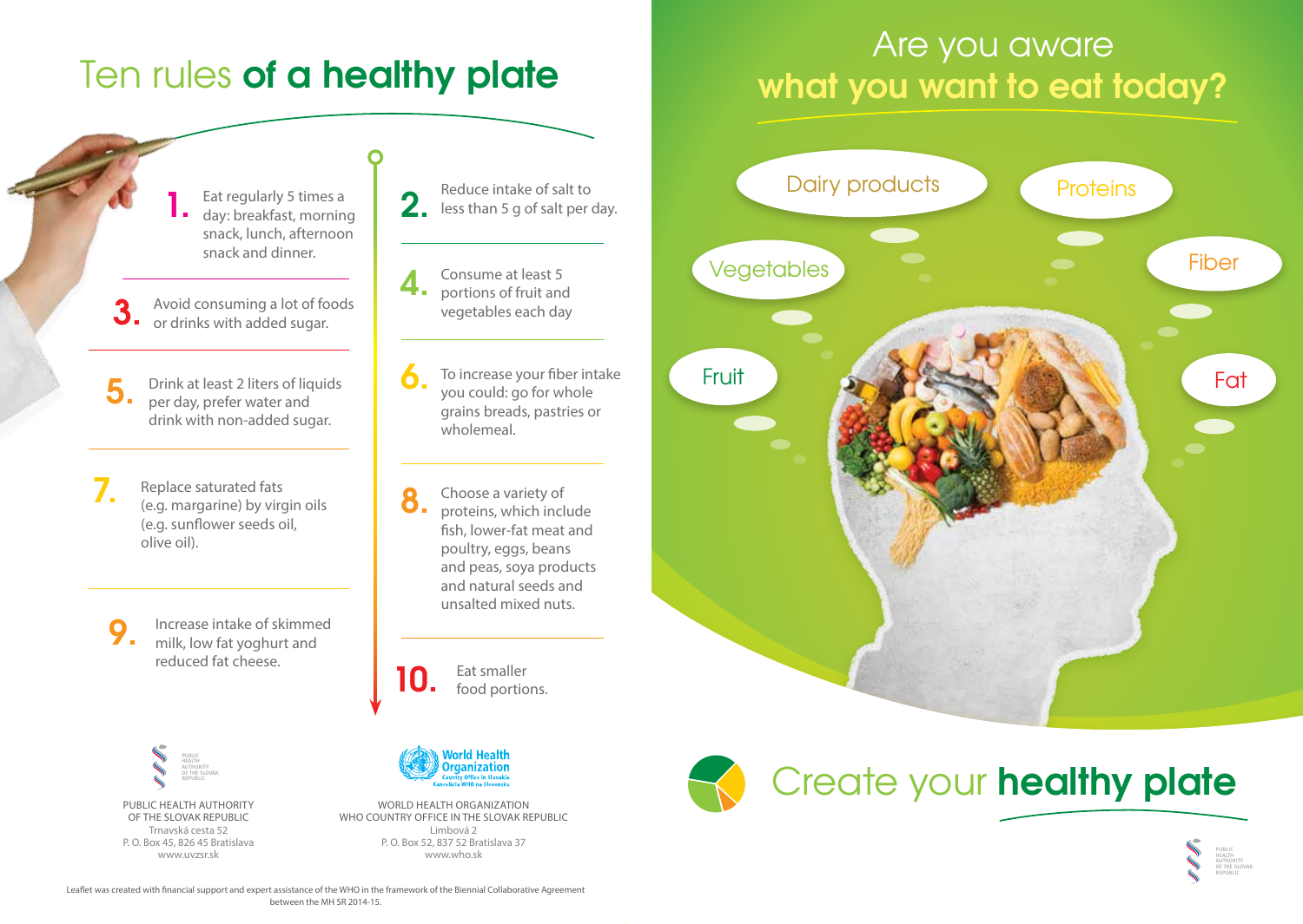# Ten rules **of a healthy plate**

1. Eat regularly 5 times a day: breakfast, morning snack, lunch, afternoon snack and dinner.
2. Reduce intake of salt to less than 5 g of salt per day.
3. Avoid consuming a lot of foods or drinks with added sugar.
4. Consume at least 5 portions of fruit and vegetables each day
5. Drink at least 2 liters of liquids per day, prefer water and drink with non-added sugar.
6. To increase your fiber intake you could: go for whole grains breads, pastries or wholemeal.
7. Replace saturated fats (e.g. margarine) by virgin oils (e.g. sunflower seeds oil, olive oil).
8. Choose a variety of proteins, which include fish, lower-fat meat and poultry, eggs, beans and peas, soya products and natural seeds and unsalted mixed nuts.
9. Increase intake of skimmed milk, low fat yoghurt and reduced fat cheese.
10. Eat smaller food portions.

PUBLIC HEALTH AUTHORITY OF THE SLOVAK REPUBLIC
Trnavská cesta 52
P. O. Box 45, 826 45 Bratislava
www.uvzsr.sk

WORLD HEALTH ORGANIZATION
WHO COUNTRY OFFICE IN THE SLOVAK REPUBLIC
Limbová 2
P. O. Box 52, 837 52 Bratislava 37
www.who.sk

Leaflet was created with financial support and expert assistance of the WHO in the framework of the Biennial Collaborative Agreement between the MH SR 2014-15.

# Are you aware **what you want to eat today?**

Dairy products

Proteins

Vegetables

Fiber

Fruit

Fat

# Create your **healthy plate**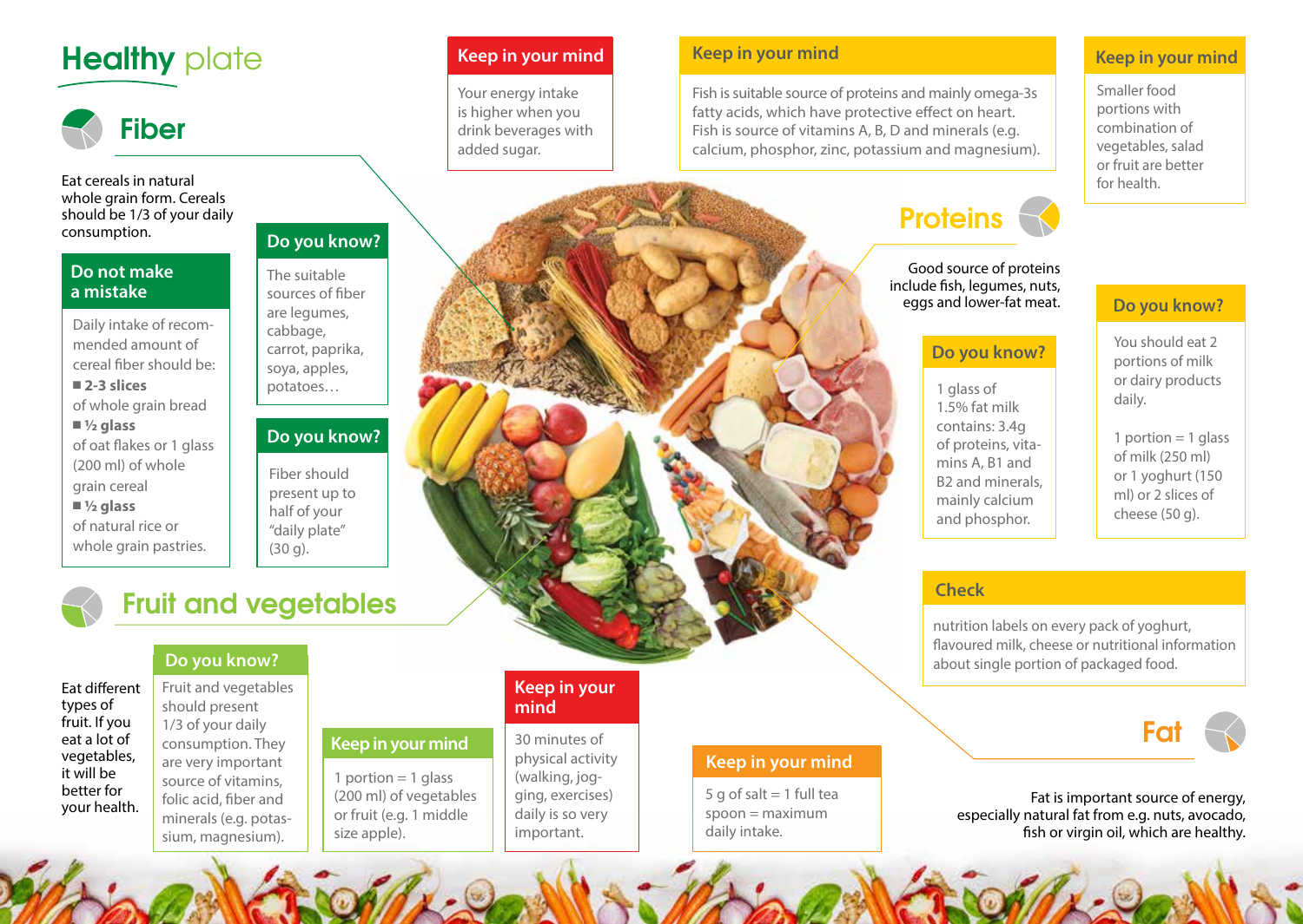# Healthy plate

## Fiber

Eat cereals in natural whole grain form. Cereals should be 1/3 of your daily consumption.

### Do not make a mistake

Daily intake of recommended amount of cereal fiber should be:

- **2-3 slices** of whole grain bread
- **½ glass** of oat flakes or 1 glass (200 ml) of whole grain cereal
- **½ glass** of natural rice or whole grain pastries.

### Do you know?

The suitable sources of fiber are legumes, cabbage, carrot, paprika, soya, apples, potatoes…

### Do you know?

Fiber should present up to half of your "daily plate" (30 g).

### Keep in your mind

Your energy intake is higher when you drink beverages with added sugar.

### Keep in your mind

Fish is suitable source of proteins and mainly omega-3s fatty acids, which have protective effect on heart. Fish is source of vitamins A, B, D and minerals (e.g. calcium, phosphor, zinc, potassium and magnesium).

### Keep in your mind

Smaller food portions with combination of vegetables, salad or fruit are better for health.

## Proteins

Good source of proteins include fish, legumes, nuts, eggs and lower-fat meat.

### Do you know?

1 glass of 1.5% fat milk contains: 3.4g of proteins, vitamins A, B1 and B2 and minerals, mainly calcium and phosphor.

### Do you know?

You should eat 2 portions of milk or dairy products daily.

1 portion = 1 glass of milk (250 ml) or 1 yoghurt (150 ml) or 2 slices of cheese (50 g).

### Check

nutrition labels on every pack of yoghurt, flavoured milk, cheese or nutritional information about single portion of packaged food.

## Fruit and vegetables

Eat different types of fruit. If you eat a lot of vegetables, it will be better for your health.

### Do you know?

Fruit and vegetables should present 1/3 of your daily consumption. They are very important source of vitamins, folic acid, fiber and minerals (e.g. potassium, magnesium).

### Keep in your mind

1 portion = 1 glass (200 ml) of vegetables or fruit (e.g. 1 middle size apple).

### Keep in your mind

30 minutes of physical activity (walking, jogging, exercises) daily is so very important.

### Keep in your mind

5 g of salt = 1 full tea spoon = maximum daily intake.

## Fat

Fat is important source of energy, especially natural fat from e.g. nuts, avocado, fish or virgin oil, which are healthy.